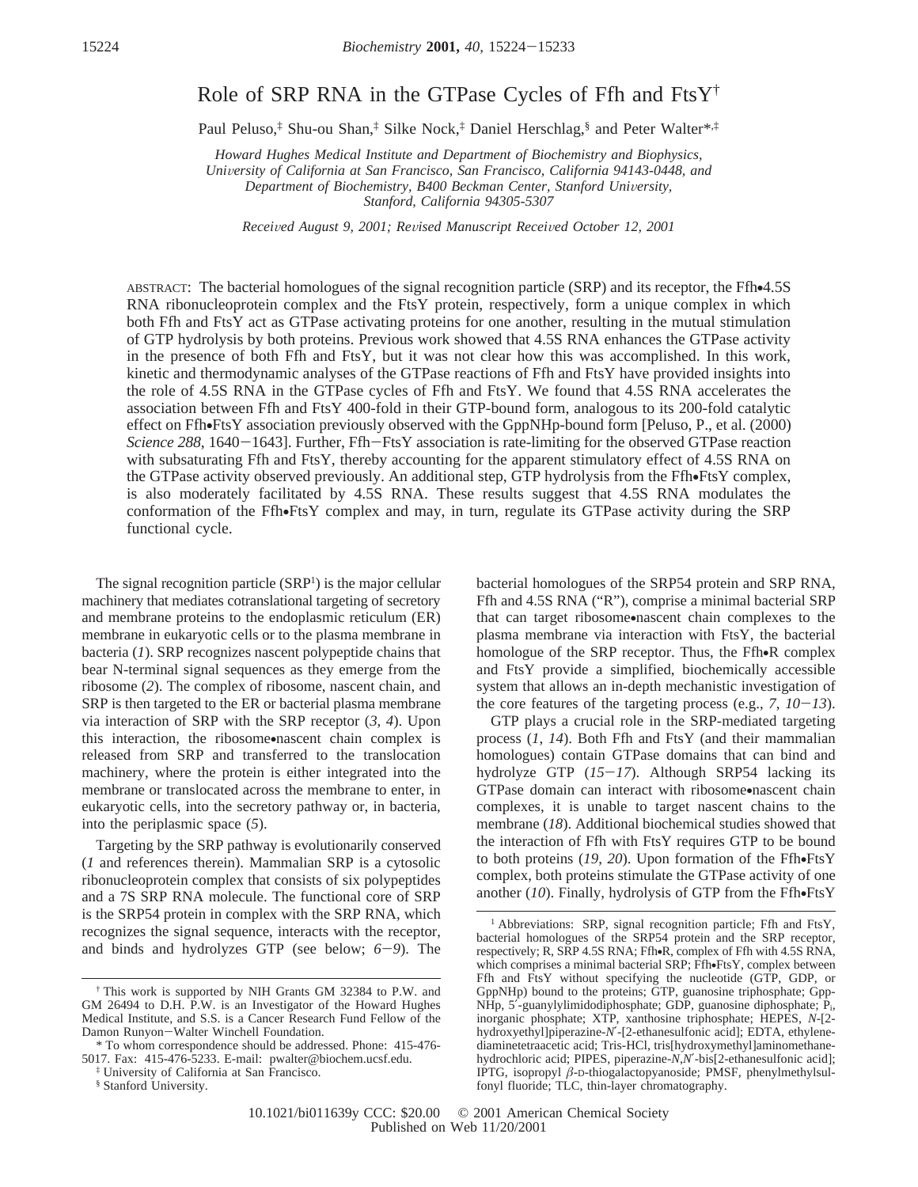# Role of SRP RNA in the GTPase Cycles of Ffh and FtsY[†]

Paul Peluso,[‡] Shu-ou Shan,[‡] Silke Nock,[‡] Daniel Herschlag,[§] and Peter Walter*,[‡]

*Howard Hughes Medical Institute and Department of Biochemistry and Biophysics, University of California at San Francisco, San Francisco, California 94143-0448, and Department of Biochemistry, B400 Beckman Center, Stanford University, Stanford, California 94305-5307*

*Received August 9, 2001; Revised Manuscript Received October 12, 2001*

ABSTRACT: The bacterial homologues of the signal recognition particle (SRP) and its receptor, the Ffh•4.5S RNA ribonucleoprotein complex and the FtsY protein, respectively, form a unique complex in which both Ffh and FtsY act as GTPase activating proteins for one another, resulting in the mutual stimulation of GTP hydrolysis by both proteins. Previous work showed that 4.5S RNA enhances the GTPase activity in the presence of both Ffh and FtsY, but it was not clear how this was accomplished. In this work, kinetic and thermodynamic analyses of the GTPase reactions of Ffh and FtsY have provided insights into the role of 4.5S RNA in the GTPase cycles of Ffh and FtsY. We found that 4.5S RNA accelerates the association between Ffh and FtsY 400-fold in their GTP-bound form, analogous to its 200-fold catalytic effect on Ffh•FtsY association previously observed with the GppNHp-bound form [Peluso, P., et al. (2000) *Science 288*, 1640−1643]. Further, Ffh−FtsY association is rate-limiting for the observed GTPase reaction with subsaturating Ffh and FtsY, thereby accounting for the apparent stimulatory effect of 4.5S RNA on the GTPase activity observed previously. An additional step, GTP hydrolysis from the Ffh•FtsY complex, is also moderately facilitated by 4.5S RNA. These results suggest that 4.5S RNA modulates the conformation of the Ffh•FtsY complex and may, in turn, regulate its GTPase activity during the SRP functional cycle.

The signal recognition particle (SRP[1]) is the major cellular machinery that mediates cotranslational targeting of secretory and membrane proteins to the endoplasmic reticulum (ER) membrane in eukaryotic cells or to the plasma membrane in bacteria (*1*). SRP recognizes nascent polypeptide chains that bear N-terminal signal sequences as they emerge from the ribosome (*2*). The complex of ribosome, nascent chain, and SRP is then targeted to the ER or bacterial plasma membrane via interaction of SRP with the SRP receptor (*3, 4*). Upon this interaction, the ribosome•nascent chain complex is released from SRP and transferred to the translocation machinery, where the protein is either integrated into the membrane or translocated across the membrane to enter, in eukaryotic cells, into the secretory pathway or, in bacteria, into the periplasmic space (*5*).

Targeting by the SRP pathway is evolutionarily conserved (*1* and references therein). Mammalian SRP is a cytosolic ribonucleoprotein complex that consists of six polypeptides and a 7S SRP RNA molecule. The functional core of SRP is the SRP54 protein in complex with the SRP RNA, which recognizes the signal sequence, interacts with the receptor, and binds and hydrolyzes GTP (see below; *6−9*). The bacterial homologues of the SRP54 protein and SRP RNA, Ffh and 4.5S RNA ("R"), comprise a minimal bacterial SRP that can target ribosome•nascent chain complexes to the plasma membrane via interaction with FtsY, the bacterial homologue of the SRP receptor. Thus, the Ffh•R complex and FtsY provide a simplified, biochemically accessible system that allows an in-depth mechanistic investigation of the core features of the targeting process (e.g., *7, 10−13*).

GTP plays a crucial role in the SRP-mediated targeting process (*1, 14*). Both Ffh and FtsY (and their mammalian homologues) contain GTPase domains that can bind and hydrolyze GTP (*15−17*). Although SRP54 lacking its GTPase domain can interact with ribosome•nascent chain complexes, it is unable to target nascent chains to the membrane (*18*). Additional biochemical studies showed that the interaction of Ffh with FtsY requires GTP to be bound to both proteins (*19, 20*). Upon formation of the Ffh•FtsY complex, both proteins stimulate the GTPase activity of one another (*10*). Finally, hydrolysis of GTP from the Ffh•FtsY

---

[†] This work is supported by NIH Grants GM 32384 to P.W. and GM 26494 to D.H. P.W. is an Investigator of the Howard Hughes Medical Institute, and S.S. is a Cancer Research Fund Fellow of the Damon Runyon−Walter Winchell Foundation.

\* To whom correspondence should be addressed. Phone: 415-476-5017. Fax: 415-476-5233. E-mail: pwalter@biochem.ucsf.edu.

[‡] University of California at San Francisco.

[§] Stanford University.

[1] Abbreviations: SRP, signal recognition particle; Ffh and FtsY, bacterial homologues of the SRP54 protein and the SRP receptor, respectively; R, SRP 4.5S RNA; Ffh•R, complex of Ffh with 4.5S RNA, which comprises a minimal bacterial SRP; Ffh•FtsY, complex between Ffh and FtsY without specifying the nucleotide (GTP, GDP, or GppNHp) bound to the proteins; GTP, guanosine triphosphate; GppNHp, 5′-guanylylimidodiphosphate; GDP, guanosine diphosphate; $P_i$, inorganic phosphate; XTP, xanthosine triphosphate; HEPES, *N*-[2-hydroxyethyl]piperazine-*N*′-[2-ethanesulfonic acid]; EDTA, ethylenediaminetetraacetic acid; Tris-HCl, tris[hydroxymethyl]aminomethanehydrochloric acid; PIPES, piperazine-*N*,*N*′-bis[2-ethanesulfonic acid]; IPTG, isopropyl *β*-D-thiogalactopyanoside; PMSF, phenylmethylsulfonyl fluoride; TLC, thin-layer chromatography.

10.1021/bi011639y CCC: $20.00 © 2001 American Chemical Society
Published on Web 11/20/2001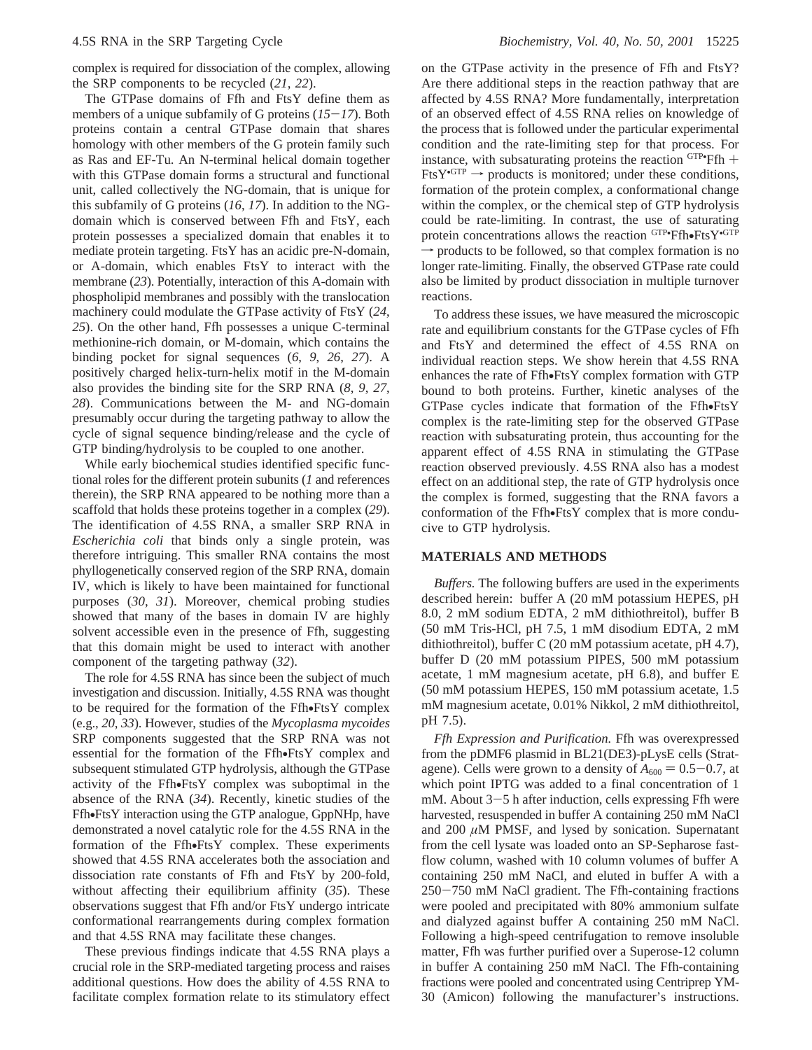complex is required for dissociation of the complex, allowing the SRP components to be recycled (*21, 22*).

The GTPase domains of Ffh and FtsY define them as members of a unique subfamily of G proteins (*15*−*17*). Both proteins contain a central GTPase domain that shares homology with other members of the G protein family such as Ras and EF-Tu. An N-terminal helical domain together with this GTPase domain forms a structural and functional unit, called collectively the NG-domain, that is unique for this subfamily of G proteins (*16, 17*). In addition to the NG-domain which is conserved between Ffh and FtsY, each protein possesses a specialized domain that enables it to mediate protein targeting. FtsY has an acidic pre-N-domain, or A-domain, which enables FtsY to interact with the membrane (*23*). Potentially, interaction of this A-domain with phospholipid membranes and possibly with the translocation machinery could modulate the GTPase activity of FtsY (*24, 25*). On the other hand, Ffh possesses a unique C-terminal methionine-rich domain, or M-domain, which contains the binding pocket for signal sequences (*6, 9, 26, 27*). A positively charged helix-turn-helix motif in the M-domain also provides the binding site for the SRP RNA (*8, 9, 27, 28*). Communications between the M- and NG-domain presumably occur during the targeting pathway to allow the cycle of signal sequence binding/release and the cycle of GTP binding/hydrolysis to be coupled to one another.

While early biochemical studies identified specific functional roles for the different protein subunits (*1* and references therein), the SRP RNA appeared to be nothing more than a scaffold that holds these proteins together in a complex (*29*). The identification of 4.5S RNA, a smaller SRP RNA in *Escherichia coli* that binds only a single protein, was therefore intriguing. This smaller RNA contains the most phyllogenetically conserved region of the SRP RNA, domain IV, which is likely to have been maintained for functional purposes (*30, 31*). Moreover, chemical probing studies showed that many of the bases in domain IV are highly solvent accessible even in the presence of Ffh, suggesting that this domain might be used to interact with another component of the targeting pathway (*32*).

The role for 4.5S RNA has since been the subject of much investigation and discussion. Initially, 4.5S RNA was thought to be required for the formation of the Ffh•FtsY complex (e.g., *20, 33*). However, studies of the *Mycoplasma mycoides* SRP components suggested that the SRP RNA was not essential for the formation of the Ffh•FtsY complex and subsequent stimulated GTP hydrolysis, although the GTPase activity of the Ffh•FtsY complex was suboptimal in the absence of the RNA (*34*). Recently, kinetic studies of the Ffh•FtsY interaction using the GTP analogue, GppNHp, have demonstrated a novel catalytic role for the 4.5S RNA in the formation of the Ffh•FtsY complex. These experiments showed that 4.5S RNA accelerates both the association and dissociation rate constants of Ffh and FtsY by 200-fold, without affecting their equilibrium affinity (*35*). These observations suggest that Ffh and/or FtsY undergo intricate conformational rearrangements during complex formation and that 4.5S RNA may facilitate these changes.

These previous findings indicate that 4.5S RNA plays a crucial role in the SRP-mediated targeting process and raises additional questions. How does the ability of 4.5S RNA to facilitate complex formation relate to its stimulatory effect on the GTPase activity in the presence of Ffh and FtsY? Are there additional steps in the reaction pathway that are affected by 4.5S RNA? More fundamentally, interpretation of an observed effect of 4.5S RNA relies on knowledge of the process that is followed under the particular experimental condition and the rate-limiting step for that process. For instance, with subsaturating proteins the reaction $^{\text{GTP}}\!\bullet\text{Ffh} + \text{FtsY}\bullet^{\text{GTP}} \rightarrow$ products is monitored; under these conditions, formation of the protein complex, a conformational change within the complex, or the chemical step of GTP hydrolysis could be rate-limiting. In contrast, the use of saturating protein concentrations allows the reaction $^{\text{GTP}}\!\bullet\text{Ffh}\bullet\text{FtsY}\bullet^{\text{GTP}} \rightarrow$ products to be followed, so that complex formation is no longer rate-limiting. Finally, the observed GTPase rate could also be limited by product dissociation in multiple turnover reactions.

To address these issues, we have measured the microscopic rate and equilibrium constants for the GTPase cycles of Ffh and FtsY and determined the effect of 4.5S RNA on individual reaction steps. We show herein that 4.5S RNA enhances the rate of Ffh•FtsY complex formation with GTP bound to both proteins. Further, kinetic analyses of the GTPase cycles indicate that formation of the Ffh•FtsY complex is the rate-limiting step for the observed GTPase reaction with subsaturating protein, thus accounting for the apparent effect of 4.5S RNA in stimulating the GTPase reaction observed previously. 4.5S RNA also has a modest effect on an additional step, the rate of GTP hydrolysis once the complex is formed, suggesting that the RNA favors a conformation of the Ffh•FtsY complex that is more conducive to GTP hydrolysis.

## MATERIALS AND METHODS

*Buffers.* The following buffers are used in the experiments described herein: buffer A (20 mM potassium HEPES, pH 8.0, 2 mM sodium EDTA, 2 mM dithiothreitol), buffer B (50 mM Tris-HCl, pH 7.5, 1 mM disodium EDTA, 2 mM dithiothreitol), buffer C (20 mM potassium acetate, pH 4.7), buffer D (20 mM potassium PIPES, 500 mM potassium acetate, 1 mM magnesium acetate, pH 6.8), and buffer E (50 mM potassium HEPES, 150 mM potassium acetate, 1.5 mM magnesium acetate, 0.01% Nikkol, 2 mM dithiothreitol, pH 7.5).

*Ffh Expression and Purification.* Ffh was overexpressed from the pDMF6 plasmid in BL21(DE3)-pLysE cells (Stratagene). Cells were grown to a density of $A_{600} = 0.5-0.7$, at which point IPTG was added to a final concentration of 1 mM. About 3−5 h after induction, cells expressing Ffh were harvested, resuspended in buffer A containing 250 mM NaCl and 200 $\mu$M PMSF, and lysed by sonication. Supernatant from the cell lysate was loaded onto an SP-Sepharose fast-flow column, washed with 10 column volumes of buffer A containing 250 mM NaCl, and eluted in buffer A with a 250−750 mM NaCl gradient. The Ffh-containing fractions were pooled and precipitated with 80% ammonium sulfate and dialyzed against buffer A containing 250 mM NaCl. Following a high-speed centrifugation to remove insoluble matter, Ffh was further purified over a Superose-12 column in buffer A containing 250 mM NaCl. The Ffh-containing fractions were pooled and concentrated using Centriprep YM-30 (Amicon) following the manufacturer's instructions.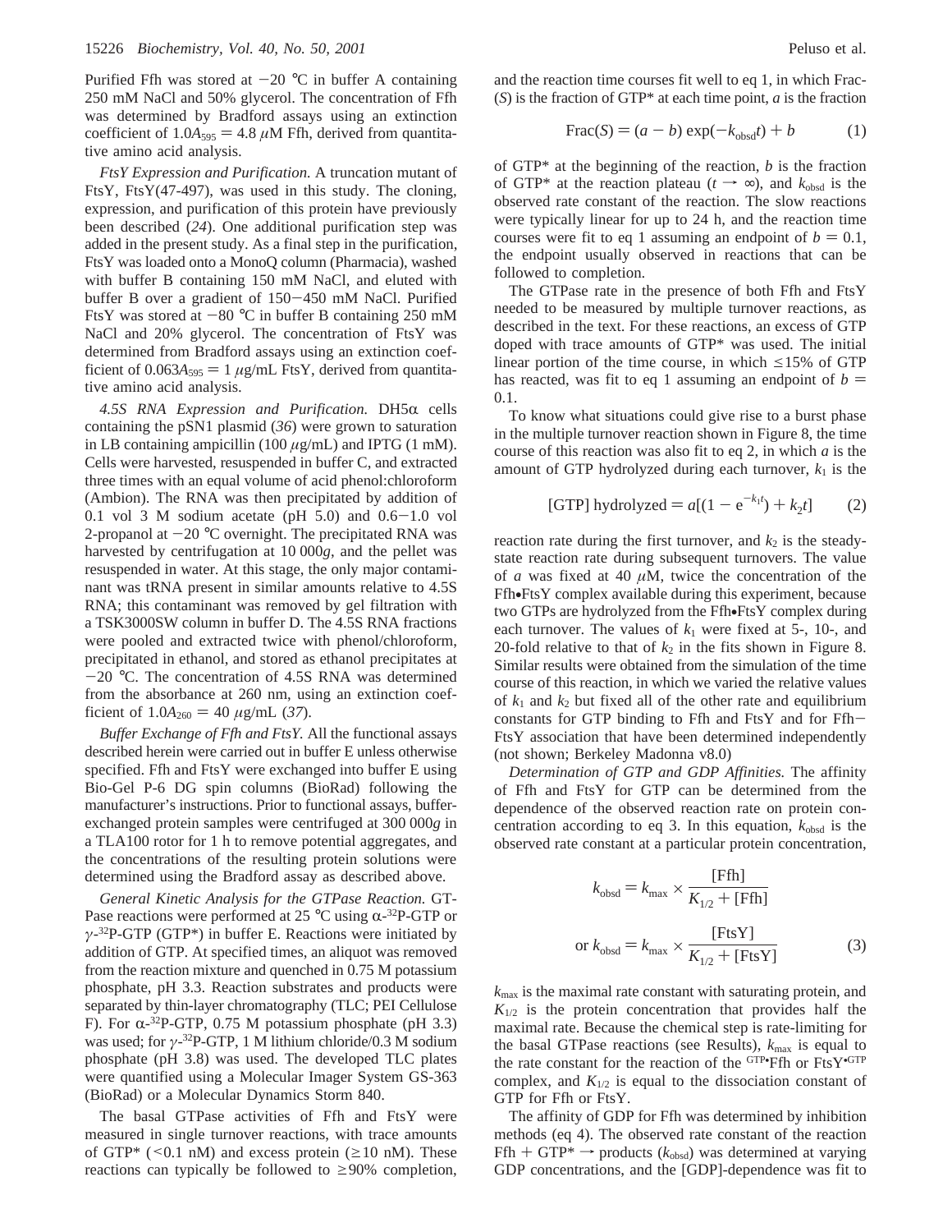Purified Ffh was stored at −20 °C in buffer A containing 250 mM NaCl and 50% glycerol. The concentration of Ffh was determined by Bradford assays using an extinction coefficient of $1.0A_{595} = 4.8$ μM Ffh, derived from quantitative amino acid analysis.

*FtsY Expression and Purification.* A truncation mutant of FtsY, FtsY(47-497), was used in this study. The cloning, expression, and purification of this protein have previously been described (*24*). One additional purification step was added in the present study. As a final step in the purification, FtsY was loaded onto a MonoQ column (Pharmacia), washed with buffer B containing 150 mM NaCl, and eluted with buffer B over a gradient of 150−450 mM NaCl. Purified FtsY was stored at −80 °C in buffer B containing 250 mM NaCl and 20% glycerol. The concentration of FtsY was determined from Bradford assays using an extinction coefficient of $0.063A_{595} = 1$ μg/mL FtsY, derived from quantitative amino acid analysis.

*4.5S RNA Expression and Purification.* DH5α cells containing the pSN1 plasmid (*36*) were grown to saturation in LB containing ampicillin (100 μg/mL) and IPTG (1 mM). Cells were harvested, resuspended in buffer C, and extracted three times with an equal volume of acid phenol:chloroform (Ambion). The RNA was then precipitated by addition of 0.1 vol 3 M sodium acetate (pH 5.0) and 0.6−1.0 vol 2-propanol at −20 °C overnight. The precipitated RNA was harvested by centrifugation at 10 000*g*, and the pellet was resuspended in water. At this stage, the only major contaminant was tRNA present in similar amounts relative to 4.5S RNA; this contaminant was removed by gel filtration with a TSK3000SW column in buffer D. The 4.5S RNA fractions were pooled and extracted twice with phenol/chloroform, precipitated in ethanol, and stored as ethanol precipitates at −20 °C. The concentration of 4.5S RNA was determined from the absorbance at 260 nm, using an extinction coefficient of $1.0A_{260} = 40$ μg/mL (*37*).

*Buffer Exchange of Ffh and FtsY.* All the functional assays described herein were carried out in buffer E unless otherwise specified. Ffh and FtsY were exchanged into buffer E using Bio-Gel P-6 DG spin columns (BioRad) following the manufacturer's instructions. Prior to functional assays, buffer-exchanged protein samples were centrifuged at 300 000*g* in a TLA100 rotor for 1 h to remove potential aggregates, and the concentrations of the resulting protein solutions were determined using the Bradford assay as described above.

*General Kinetic Analysis for the GTPase Reaction.* GTPase reactions were performed at 25 °C using α-$^{32}$P-GTP or γ-$^{32}$P-GTP (GTP*) in buffer E. Reactions were initiated by addition of GTP. At specified times, an aliquot was removed from the reaction mixture and quenched in 0.75 M potassium phosphate, pH 3.3. Reaction substrates and products were separated by thin-layer chromatography (TLC; PEI Cellulose F). For α-$^{32}$P-GTP, 0.75 M potassium phosphate (pH 3.3) was used; for γ-$^{32}$P-GTP, 1 M lithium chloride/0.3 M sodium phosphate (pH 3.8) was used. The developed TLC plates were quantified using a Molecular Imager System GS-363 (BioRad) or a Molecular Dynamics Storm 840.

The basal GTPase activities of Ffh and FtsY were measured in single turnover reactions, with trace amounts of GTP* (<0.1 nM) and excess protein (≥10 nM). These reactions can typically be followed to ≥90% completion, and the reaction time courses fit well to eq 1, in which Frac(*S*) is the fraction of GTP* at each time point, *a* is the fraction

$$\text{Frac}(S) = (a - b)\exp(-k_{\text{obsd}}t) + b \qquad (1)$$

of GTP* at the beginning of the reaction, *b* is the fraction of GTP* at the reaction plateau ($t \rightarrow \infty$), and $k_{\text{obsd}}$ is the observed rate constant of the reaction. The slow reactions were typically linear for up to 24 h, and the reaction time courses were fit to eq 1 assuming an endpoint of $b = 0.1$, the endpoint usually observed in reactions that can be followed to completion.

The GTPase rate in the presence of both Ffh and FtsY needed to be measured by multiple turnover reactions, as described in the text. For these reactions, an excess of GTP doped with trace amounts of GTP* was used. The initial linear portion of the time course, in which ≤15% of GTP has reacted, was fit to eq 1 assuming an endpoint of $b = 0.1$.

To know what situations could give rise to a burst phase in the multiple turnover reaction shown in Figure 8, the time course of this reaction was also fit to eq 2, in which *a* is the amount of GTP hydrolyzed during each turnover, $k_1$ is the

$$[\text{GTP}]\ \text{hydrolyzed} = a[(1 - e^{-k_1t}) + k_2t] \qquad (2)$$

reaction rate during the first turnover, and $k_2$ is the steady-state reaction rate during subsequent turnovers. The value of *a* was fixed at 40 μM, twice the concentration of the Ffh•FtsY complex available during this experiment, because two GTPs are hydrolyzed from the Ffh•FtsY complex during each turnover. The values of $k_1$ were fixed at 5-, 10-, and 20-fold relative to that of $k_2$ in the fits shown in Figure 8. Similar results were obtained from the simulation of the time course of this reaction, in which we varied the relative values of $k_1$ and $k_2$ but fixed all of the other rate and equilibrium constants for GTP binding to Ffh and FtsY and for Ffh−FtsY association that have been determined independently (not shown; Berkeley Madonna v8.0)

*Determination of GTP and GDP Affinities.* The affinity of Ffh and FtsY for GTP can be determined from the dependence of the observed reaction rate on protein concentration according to eq 3. In this equation, $k_{\text{obsd}}$ is the observed rate constant at a particular protein concentration,

$$k_{\text{obsd}} = k_{\text{max}} \times \frac{[\text{Ffh}]}{K_{1/2} + [\text{Ffh}]}$$

$$\text{or } k_{\text{obsd}} = k_{\text{max}} \times \frac{[\text{FtsY}]}{K_{1/2} + [\text{FtsY}]} \qquad (3)$$

$k_{\text{max}}$ is the maximal rate constant with saturating protein, and $K_{1/2}$ is the protein concentration that provides half the maximal rate. Because the chemical step is rate-limiting for the basal GTPase reactions (see Results), $k_{\text{max}}$ is equal to the rate constant for the reaction of the $^{\text{GTP}}$•Ffh or FtsY•$^{\text{GTP}}$ complex, and $K_{1/2}$ is equal to the dissociation constant of GTP for Ffh or FtsY.

The affinity of GDP for Ffh was determined by inhibition methods (eq 4). The observed rate constant of the reaction Ffh + GTP* → products ($k_{\text{obsd}}$) was determined at varying GDP concentrations, and the [GDP]-dependence was fit to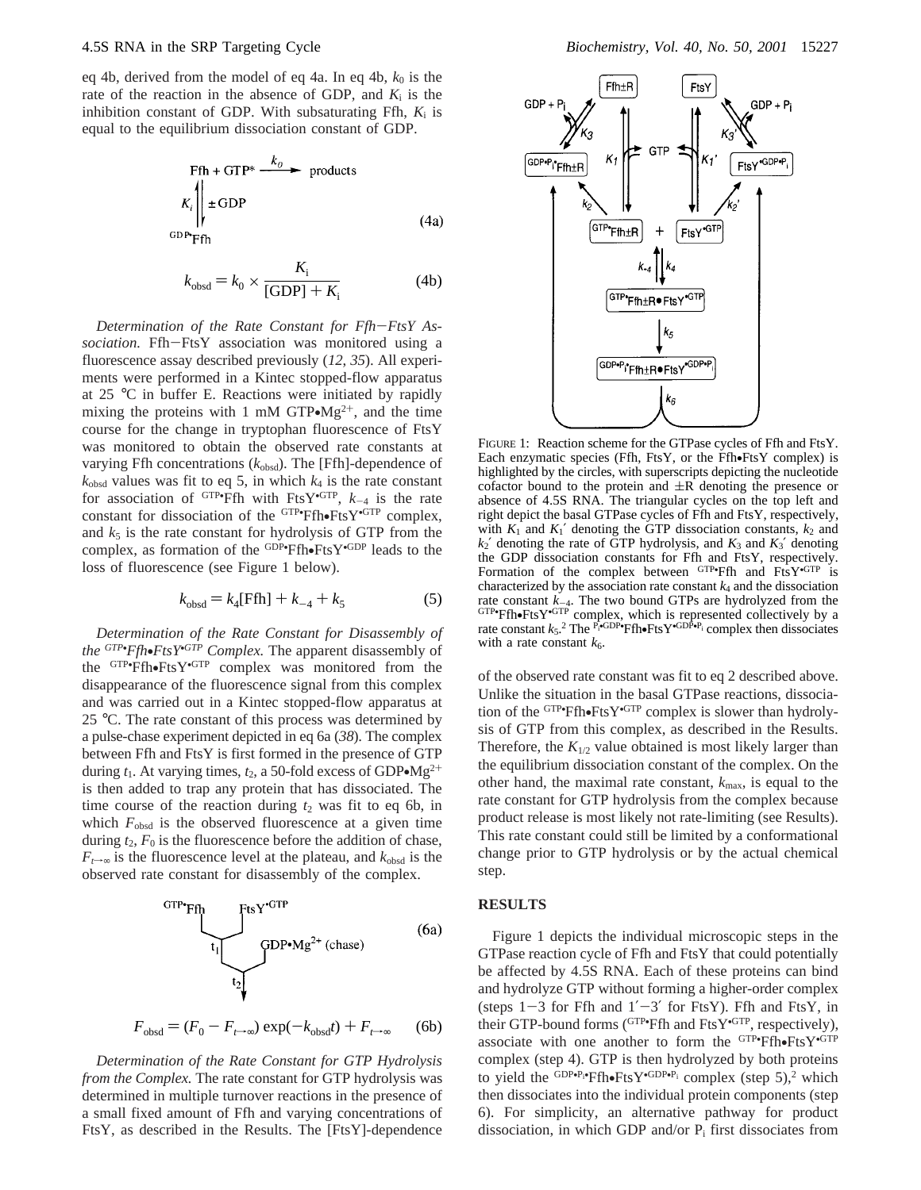eq 4b, derived from the model of eq 4a. In eq 4b, $k_0$ is the rate of the reaction in the absence of GDP, and $K_i$ is the inhibition constant of GDP. With subsaturating Ffh, $K_i$ is equal to the equilibrium dissociation constant of GDP.

$$\begin{array}{ccc} \text{Ffh} + \text{GTP}^* & \xrightarrow{k_0} & \text{products} \\ K_i \big\Updownarrow \pm\text{GDP} & & \\ {}^{\text{GDP}}\text{•Ffh} & & \end{array} \tag{4a}$$

$$k_{\text{obsd}} = k_0 \times \frac{K_i}{[\text{GDP}] + K_i} \tag{4b}$$

*Determination of the Rate Constant for Ffh−FtsY Association.* Ffh−FtsY association was monitored using a fluorescence assay described previously (*12*, *35*). All experiments were performed in a Kintec stopped-flow apparatus at 25 °C in buffer E. Reactions were initiated by rapidly mixing the proteins with 1 mM GTP•$Mg^{2+}$, and the time course for the change in tryptophan fluorescence of FtsY was monitored to obtain the observed rate constants at varying Ffh concentrations ($k_{obsd}$). The [Ffh]-dependence of $k_{obsd}$ values was fit to eq 5, in which $k_4$ is the rate constant for association of $^{GTP}$•Ffh with FtsY•$^{GTP}$, $k_{-4}$ is the rate constant for dissociation of the $^{GTP}$•Ffh•FtsY•$^{GTP}$ complex, and $k_5$ is the rate constant for hydrolysis of GTP from the complex, as formation of the $^{GDP}$•Ffh•FtsY•$^{GDP}$ leads to the loss of fluorescence (see Figure 1 below).

$$k_{\text{obsd}} = k_4[\text{Ffh}] + k_{-4} + k_5 \tag{5}$$

*Determination of the Rate Constant for Disassembly of the $^{GTP}$•Ffh•FtsY•$^{GTP}$ Complex.* The apparent disassembly of the $^{GTP}$•Ffh•FtsY•$^{GTP}$ complex was monitored from the disappearance of the fluorescence signal from this complex and was carried out in a Kintec stopped-flow apparatus at 25 °C. The rate constant of this process was determined by a pulse-chase experiment depicted in eq 6a (*38*). The complex between Ffh and FtsY is first formed in the presence of GTP during $t_1$. At varying times, $t_2$, a 50-fold excess of GDP•$Mg^{2+}$ is then added to trap any protein that has dissociated. The time course of the reaction during $t_2$ was fit to eq 6b, in which $F_{obsd}$ is the observed fluorescence at a given time during $t_2$, $F_0$ is the fluorescence before the addition of chase, $F_{t\rightarrow\infty}$ is the fluorescence level at the plateau, and $k_{obsd}$ is the observed rate constant for disassembly of the complex.

$$\begin{array}{c} {}^{\text{GTP}}\text{•Ffh} \quad \text{FtsY•}^{\text{GTP}} \\ \downarrow t_1 \\ \text{GDP•Mg}^{2+}\ \text{(chase)} \\ \downarrow t_2 \end{array} \tag{6a}$$

$$F_{\text{obsd}} = (F_0 - F_{t\rightarrow\infty}) \exp(-k_{\text{obsd}}t) + F_{t\rightarrow\infty} \tag{6b}$$

*Determination of the Rate Constant for GTP Hydrolysis from the Complex.* The rate constant for GTP hydrolysis was determined in multiple turnover reactions in the presence of a small fixed amount of Ffh and varying concentrations of FtsY, as described in the Results. The [FtsY]-dependence of the observed rate constant was fit to eq 2 described above. Unlike the situation in the basal GTPase reactions, dissociation of the $^{GTP}$•Ffh•FtsY•$^{GTP}$ complex is slower than hydrolysis of GTP from this complex, as described in the Results. Therefore, the $K_{1/2}$ value obtained is most likely larger than the equilibrium dissociation constant of the complex. On the other hand, the maximal rate constant, $k_{max}$, is equal to the rate constant for GTP hydrolysis from the complex because product release is most likely not rate-limiting (see Results). This rate constant could still be limited by a conformational change prior to GTP hydrolysis or by the actual chemical step.

FIGURE 1: Reaction scheme for the GTPase cycles of Ffh and FtsY. Each enzymatic species (Ffh, FtsY, or the Ffh•FtsY complex) is highlighted by the circles, with superscripts depicting the nucleotide cofactor bound to the protein and ±R denoting the presence or absence of 4.5S RNA. The triangular cycles on the top left and right depict the basal GTPase cycles of Ffh and FtsY, respectively, with $K_1$ and $K_1'$ denoting the GTP dissociation constants, $k_2$ and $k_2'$ denoting the rate of GTP hydrolysis, and $K_3$ and $K_3'$ denoting the GDP dissociation constants for Ffh and FtsY, respectively. Formation of the complex between $^{GTP}$•Ffh and FtsY•$^{GTP}$ is characterized by the association rate constant $k_4$ and the dissociation rate constant $k_{-4}$. The two bound GTPs are hydrolyzed from the $^{GTP}$•Ffh•FtsY•$^{GTP}$ complex, which is represented collectively by a rate constant $k_5$.[2] The $^{P_i•GDP}$•Ffh•FtsY•$^{GDP•P_i}$ complex then dissociates with a rate constant $k_6$.

## RESULTS

Figure 1 depicts the individual microscopic steps in the GTPase reaction cycle of Ffh and FtsY that could potentially be affected by 4.5S RNA. Each of these proteins can bind and hydrolyze GTP without forming a higher-order complex (steps 1−3 for Ffh and 1′−3′ for FtsY). Ffh and FtsY, in their GTP-bound forms ($^{GTP}$•Ffh and FtsY•$^{GTP}$, respectively), associate with one another to form the $^{GTP}$•Ffh•FtsY•$^{GTP}$ complex (step 4). GTP is then hydrolyzed by both proteins to yield the $^{GDP•P_i}$•Ffh•FtsY•$^{GDP•P_i}$ complex (step 5),[2] which then dissociates into the individual protein components (step 6). For simplicity, an alternative pathway for product dissociation, in which GDP and/or $P_i$ first dissociates from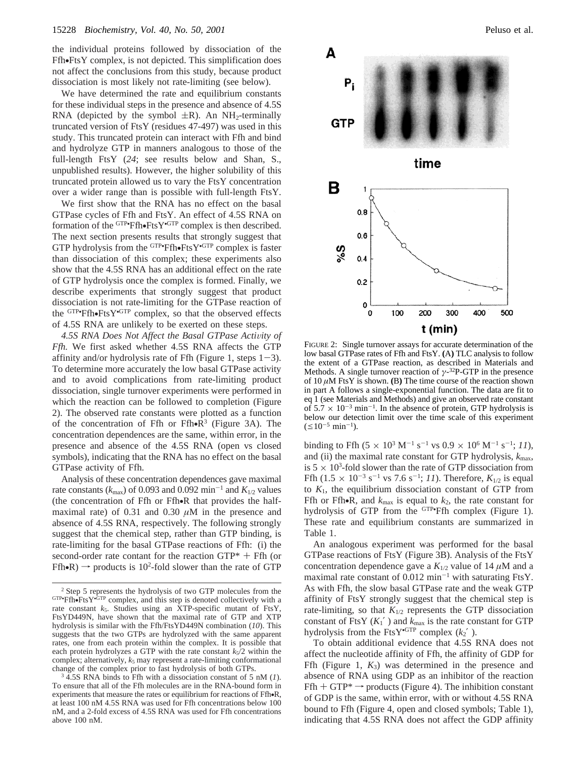the individual proteins followed by dissociation of the Ffh•FtsY complex, is not depicted. This simplification does not affect the conclusions from this study, because product dissociation is most likely not rate-limiting (see below).

We have determined the rate and equilibrium constants for these individual steps in the presence and absence of 4.5S RNA (depicted by the symbol ±R). An $NH_2$-terminally truncated version of FtsY (residues 47-497) was used in this study. This truncated protein can interact with Ffh and bind and hydrolyze GTP in manners analogous to those of the full-length FtsY (*24*; see results below and Shan, S., unpublished results). However, the higher solubility of this truncated protein allowed us to vary the FtsY concentration over a wider range than is possible with full-length FtsY.

We first show that the RNA has no effect on the basal GTPase cycles of Ffh and FtsY. An effect of 4.5S RNA on formation of the $^{GTP}$•Ffh•FtsY$^{•GTP}$ complex is then described. The next section presents results that strongly suggest that GTP hydrolysis from the $^{GTP}$•Ffh•FtsY$^{•GTP}$ complex is faster than dissociation of this complex; these experiments also show that the 4.5S RNA has an additional effect on the rate of GTP hydrolysis once the complex is formed. Finally, we describe experiments that strongly suggest that product dissociation is not rate-limiting for the GTPase reaction of the $^{GTP}$•Ffh•FtsY$^{•GTP}$ complex, so that the observed effects of 4.5S RNA are unlikely to be exerted on these steps.

*4.5S RNA Does Not Affect the Basal GTPase Activity of Ffh.* We first asked whether 4.5S RNA affects the GTP affinity and/or hydrolysis rate of Ffh (Figure 1, steps 1–3). To determine more accurately the low basal GTPase activity and to avoid complications from rate-limiting product dissociation, single turnover experiments were performed in which the reaction can be followed to completion (Figure 2). The observed rate constants were plotted as a function of the concentration of Ffh or Ffh•R[3] (Figure 3A). The concentration dependences are the same, within error, in the presence and absence of the 4.5S RNA (open vs closed symbols), indicating that the RNA has no effect on the basal GTPase activity of Ffh.

Analysis of these concentration dependences gave maximal rate constants ($k_{max}$) of 0.093 and 0.092 min$^{-1}$ and $K_{1/2}$ values (the concentration of Ffh or Ffh•R that provides the half-maximal rate) of 0.31 and 0.30 μM in the presence and absence of 4.5S RNA, respectively. The following strongly suggest that the chemical step, rather than GTP binding, is rate-limiting for the basal GTPase reactions of Ffh: (i) the second-order rate constant for the reaction GTP* + Ffh (or Ffh•R) → products is $10^2$-fold slower than the rate of GTP binding to Ffh ($5 \times 10^3$ M$^{-1}$ s$^{-1}$ vs $0.9 \times 10^6$ M$^{-1}$ s$^{-1}$; *11*), and (ii) the maximal rate constant for GTP hydrolysis, $k_{max}$, is $5 \times 10^3$-fold slower than the rate of GTP dissociation from Ffh ($1.5 \times 10^{-3}$ s$^{-1}$ vs 7.6 s$^{-1}$; *11*). Therefore, $K_{1/2}$ is equal to $K_1$, the equilibrium dissociation constant of GTP from Ffh or Ffh•R, and $k_{max}$ is equal to $k_2$, the rate constant for hydrolysis of GTP from the $^{GTP}$•Ffh complex (Figure 1). These rate and equilibrium constants are summarized in Table 1.

An analogous experiment was performed for the basal GTPase reactions of FtsY (Figure 3B). Analysis of the FtsY concentration dependence gave a $K_{1/2}$ value of 14 μM and a maximal rate constant of 0.012 min$^{-1}$ with saturating FtsY. As with Ffh, the slow basal GTPase rate and the weak GTP affinity of FtsY strongly suggest that the chemical step is rate-limiting, so that $K_{1/2}$ represents the GTP dissociation constant of FtsY ($K_1'$) and $k_{max}$ is the rate constant for GTP hydrolysis from the FtsY$^{•GTP}$ complex ($k_2'$).

To obtain additional evidence that 4.5S RNA does not affect the nucleotide affinity of Ffh, the affinity of GDP for Ffh (Figure 1, $K_3$) was determined in the presence and absence of RNA using GDP as an inhibitor of the reaction Ffh + GTP* → products (Figure 4). The inhibition constant of GDP is the same, within error, with or without 4.5S RNA bound to Ffh (Figure 4, open and closed symbols; Table 1), indicating that 4.5S RNA does not affect the GDP affinity

FIGURE 2: Single turnover assays for accurate determination of the low basal GTPase rates of Ffh and FtsY. **(A)** TLC analysis to follow the extent of a GTPase reaction, as described in Materials and Methods. A single turnover reaction of γ-$^{32}$P-GTP in the presence of 10 μM FtsY is shown. **(B)** The time course of the reaction shown in part A follows a single-exponential function. The data are fit to eq 1 (see Materials and Methods) and give an observed rate constant of $5.7 \times 10^{-3}$ min$^{-1}$. In the absence of protein, GTP hydrolysis is below our detection limit over the time scale of this experiment ($\leq 10^{-5}$ min$^{-1}$).

[2] Step 5 represents the hydrolysis of two GTP molecules from the $^{GTP}$•Ffh•FtsY$^{•GTP}$ complex, and this step is denoted collectively with a rate constant $k_5$. Studies using an XTP-specific mutant of FtsY, FtsYD449N, have shown that the maximal rate of GTP and XTP hydrolysis is similar with the Ffh/FtsYD449N combination (*10*). This suggests that the two GTPs are hydrolyzed with the same apparent rates, one from each protein within the complex. It is possible that each protein hydrolyzes a GTP with the rate constant $k_5/2$ within the complex; alternatively, $k_5$ may represent a rate-limiting conformational change of the complex prior to fast hydrolysis of both GTPs.

[3] 4.5S RNA binds to Ffh with a dissociation constant of 5 nM (*1*). To ensure that all of the Ffh molecules are in the RNA-bound form in experiments that measure the rates or equilibrium for reactions of Ffh•R, at least 100 nM 4.5S RNA was used for Ffh concentrations below 100 nM, and a 2-fold excess of 4.5S RNA was used for Ffh concentrations above 100 nM.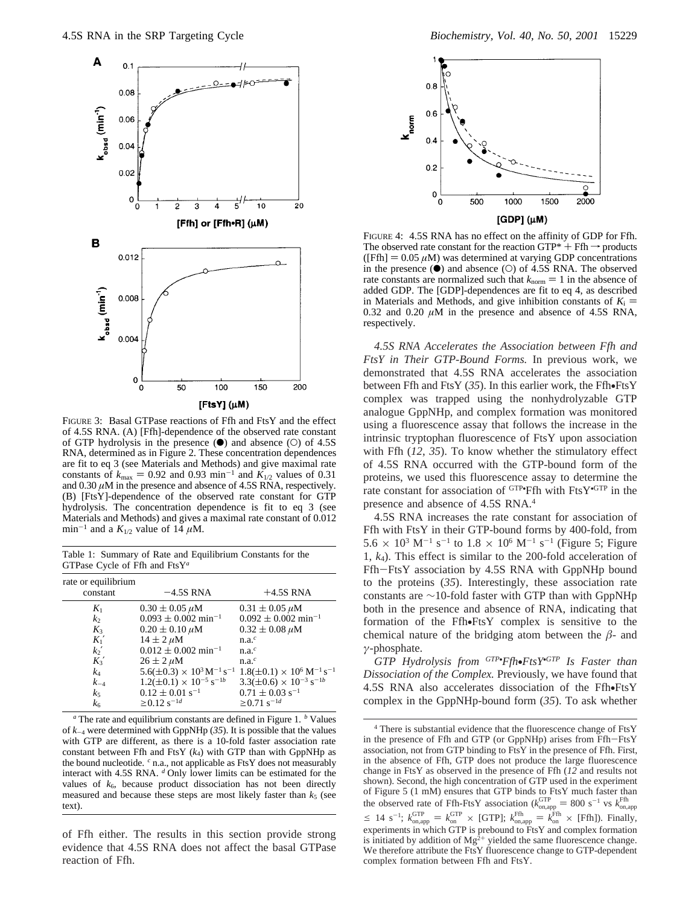FIGURE 3: Basal GTPase reactions of Ffh and FtsY and the effect of 4.5S RNA. (A) [Ffh]-dependence of the observed rate constant of GTP hydrolysis in the presence (●) and absence (○) of 4.5S RNA, determined as in Figure 2. These concentration dependences are fit to eq 3 (see Materials and Methods) and give maximal rate constants of $k_{max}$ = 0.92 and 0.93 min$^{-1}$ and $K_{1/2}$ values of 0.31 and 0.30 $\mu$M in the presence and absence of 4.5S RNA, respectively. (B) [FtsY]-dependence of the observed rate constant for GTP hydrolysis. The concentration dependence is fit to eq 3 (see Materials and Methods) and gives a maximal rate constant of 0.012 min$^{-1}$ and a $K_{1/2}$ value of 14 $\mu$M.

Table 1: Summary of Rate and Equilibrium Constants for the GTPase Cycle of Ffh and FtsY[a]

| rate or equilibrium constant | −4.5S RNA | +4.5S RNA |
|---|---|---|
| $K_1$ | 0.30 ± 0.05 $\mu$M | 0.31 ± 0.05 $\mu$M |
| $k_2$ | 0.093 ± 0.002 min$^{-1}$ | 0.092 ± 0.002 min$^{-1}$ |
| $K_3$ | 0.20 ± 0.10 $\mu$M | 0.32 ± 0.08 $\mu$M |
| $K_1'$ | 14 ± 2 $\mu$M | n.a.[c] |
| $k_2'$ | 0.012 ± 0.002 min$^{-1}$ | n.a.[c] |
| $K_3'$ | 26 ± 2 $\mu$M | n.a.[c] |
| $k_4$ | 5.6(±0.3) × 10$^3$ M$^{-1}$ s$^{-1}$ | 1.8(±0.1) × 10$^6$ M$^{-1}$ s$^{-1}$ |
| $k_{-4}$ | 1.2(±0.1) × 10$^{-5}$ s$^{-1}$[b] | 3.3(±0.6) × 10$^{-3}$ s$^{-1}$[b] |
| $k_5$ | 0.12 ± 0.01 s$^{-1}$ | 0.71 ± 0.03 s$^{-1}$ |
| $k_6$ | ≥0.12 s$^{-1}$[d] | ≥0.71 s$^{-1}$[d] |

[a] The rate and equilibrium constants are defined in Figure 1. [b] Values of $k_{-4}$ were determined with GppNHp (*35*). It is possible that the values with GTP are different, as there is a 10-fold faster association rate constant between Ffh and FtsY ($k_4$) with GTP than with GppNHp as the bound nucleotide. [c] n.a., not applicable as FtsY does not measurably interact with 4.5S RNA. [d] Only lower limits can be estimated for the values of $k_6$, because product dissociation has not been directly measured and because these steps are most likely faster than $k_5$ (see text).

of Ffh either. The results in this section provide strong evidence that 4.5S RNA does not affect the basal GTPase reaction of Ffh.

FIGURE 4: 4.5S RNA has no effect on the affinity of GDP for Ffh. The observed rate constant for the reaction GTP* + Ffh → products ([Ffh] = 0.05 $\mu$M) was determined at varying GDP concentrations in the presence (●) and absence (○) of 4.5S RNA. The observed rate constants are normalized such that $k_{norm}$ = 1 in the absence of added GDP. The [GDP]-dependences are fit to eq 4, as described in Materials and Methods, and give inhibition constants of $K_i$ = 0.32 and 0.20 $\mu$M in the presence and absence of 4.5S RNA, respectively.

*4.5S RNA Accelerates the Association between Ffh and FtsY in Their GTP-Bound Forms.* In previous work, we demonstrated that 4.5S RNA accelerates the association between Ffh and FtsY (*35*). In this earlier work, the Ffh•FtsY complex was trapped using the nonhydrolyzable GTP analogue GppNHp, and complex formation was monitored using a fluorescence assay that follows the increase in the intrinsic tryptophan fluorescence of FtsY upon association with Ffh (*12*, *35*). To know whether the stimulatory effect of 4.5S RNA occurred with the GTP-bound form of the proteins, we used this fluorescence assay to determine the rate constant for association of $^{GTP}$•Ffh with FtsY•$^{GTP}$ in the presence and absence of 4.5S RNA.[4]

4.5S RNA increases the rate constant for association of Ffh with FtsY in their GTP-bound forms by 400-fold, from 5.6 × 10$^3$ M$^{-1}$ s$^{-1}$ to 1.8 × 10$^6$ M$^{-1}$ s$^{-1}$ (Figure 5; Figure 1, $k_4$). This effect is similar to the 200-fold acceleration of Ffh−FtsY association by 4.5S RNA with GppNHp bound to the proteins (*35*). Interestingly, these association rate constants are ~10-fold faster with GTP than with GppNHp both in the presence and absence of RNA, indicating that formation of the Ffh•FtsY complex is sensitive to the chemical nature of the bridging atom between the $\beta$- and $\gamma$-phosphate.

*GTP Hydrolysis from $^{GTP}$•Ffh•FtsY•$^{GTP}$ Is Faster than Dissociation of the Complex.* Previously, we have found that 4.5S RNA also accelerates dissociation of the Ffh•FtsY complex in the GppNHp-bound form (*35*). To ask whether

[4] There is substantial evidence that the fluorescence change of FtsY in the presence of Ffh and GTP (or GppNHp) arises from Ffh−FtsY association, not from GTP binding to FtsY in the presence of Ffh. First, in the absence of Ffh, GTP does not produce the large fluorescence change in FtsY as observed in the presence of Ffh (*12* and results not shown). Second, the high concentration of GTP used in the experiment of Figure 5 (1 mM) ensures that GTP binds to FtsY much faster than the observed rate of Ffh-FtsY association ($k^{GTP}_{on,app}$ = 800 s$^{-1}$ vs $k^{Ffh}_{on,app}$ ≤ 14 s$^{-1}$; $k^{GTP}_{on,app} = k^{GTP}_{on}$ × [GTP]; $k^{Ffh}_{on,app} = k^{Ffh}_{on}$ × [Ffh]). Finally, experiments in which GTP is prebound to FtsY and complex formation is initiated by addition of $Mg^{2+}$ yielded the same fluorescence change. We therefore attribute the FtsY fluorescence change to GTP-dependent complex formation between Ffh and FtsY.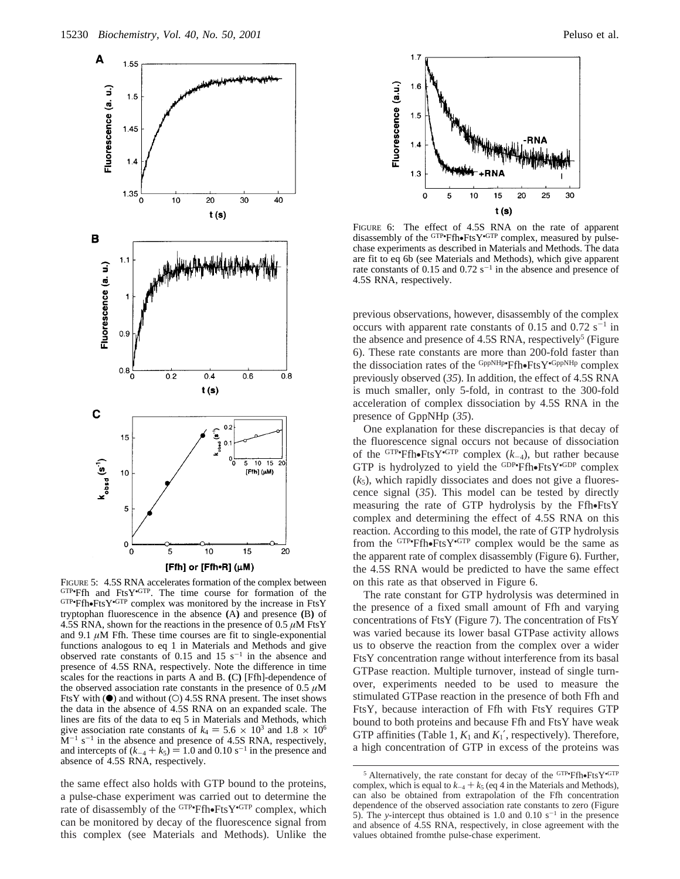FIGURE 5: 4.5S RNA accelerates formation of the complex between $^{GTP}$•Ffh and FtsY•$^{GTP}$. The time course for formation of the $^{GTP}$•Ffh•FtsY•$^{GTP}$ complex was monitored by the increase in FtsY tryptophan fluorescence in the absence **(**A**)** and presence **(**B**)** of 4.5S RNA, shown for the reactions in the presence of 0.5 $\mu$M FtsY and 9.1 $\mu$M Ffh. These time courses are fit to single-exponential functions analogous to eq 1 in Materials and Methods and give observed rate constants of 0.15 and 15 $s^{-1}$ in the absence and presence of 4.5S RNA, respectively. Note the difference in time scales for the reactions in parts A and B. **(**C**)** [Ffh]-dependence of the observed association rate constants in the presence of 0.5 $\mu$M FtsY with (●) and without (○) 4.5S RNA present. The inset shows the data in the absence of 4.5S RNA on an expanded scale. The lines are fits of the data to eq 5 in Materials and Methods, which give association rate constants of $k_4 = 5.6 \times 10^3$ and $1.8 \times 10^6$ $M^{-1}$ $s^{-1}$ in the absence and presence of 4.5S RNA, respectively, and intercepts of $(k_{-4} + k_5) = 1.0$ and 0.10 $s^{-1}$ in the presence and absence of 4.5S RNA, respectively.

the same effect also holds with GTP bound to the proteins, a pulse-chase experiment was carried out to determine the rate of disassembly of the $^{GTP}$•Ffh•FtsY•$^{GTP}$ complex, which can be monitored by decay of the fluorescence signal from this complex (see Materials and Methods). Unlike the previous observations, however, disassembly of the complex occurs with apparent rate constants of 0.15 and 0.72 $s^{-1}$ in the absence and presence of 4.5S RNA, respectively[5] (Figure 6). These rate constants are more than 200-fold faster than the dissociation rates of the $^{GppNHp}$•Ffh•FtsY•$^{GppNHp}$ complex previously observed (*35*). In addition, the effect of 4.5S RNA is much smaller, only 5-fold, in contrast to the 300-fold acceleration of complex dissociation by 4.5S RNA in the presence of GppNHp (*35*).

FIGURE 6: The effect of 4.5S RNA on the rate of apparent disassembly of the $^{GTP}$•Ffh•FtsY•$^{GTP}$ complex, measured by pulse-chase experiments as described in Materials and Methods. The data are fit to eq 6b (see Materials and Methods), which give apparent rate constants of 0.15 and 0.72 $s^{-1}$ in the absence and presence of 4.5S RNA, respectively.

One explanation for these discrepancies is that decay of the fluorescence signal occurs not because of dissociation of the $^{GTP}$•Ffh•FtsY•$^{GTP}$ complex ($k_{-4}$), but rather because GTP is hydrolyzed to yield the $^{GDP}$•Ffh•FtsY•$^{GDP}$ complex ($k_5$), which rapidly dissociates and does not give a fluorescence signal (*35*). This model can be tested by directly measuring the rate of GTP hydrolysis by the Ffh•FtsY complex and determining the effect of 4.5S RNA on this reaction. According to this model, the rate of GTP hydrolysis from the $^{GTP}$•Ffh•FtsY•$^{GTP}$ complex would be the same as the apparent rate of complex disassembly (Figure 6). Further, the 4.5S RNA would be predicted to have the same effect on this rate as that observed in Figure 6.

The rate constant for GTP hydrolysis was determined in the presence of a fixed small amount of Ffh and varying concentrations of FtsY (Figure 7). The concentration of FtsY was varied because its lower basal GTPase activity allows us to observe the reaction from the complex over a wider FtsY concentration range without interference from its basal GTPase reaction. Multiple turnover, instead of single turnover, experiments needed to be used to measure the stimulated GTPase reaction in the presence of both Ffh and FtsY, because interaction of Ffh with FtsY requires GTP bound to both proteins and because Ffh and FtsY have weak GTP affinities (Table 1, $K_1$ and $K_1'$, respectively). Therefore, a high concentration of GTP in excess of the proteins was

[5] Alternatively, the rate constant for decay of the $^{GTP}$•Ffh•FtsY•$^{GTP}$ complex, which is equal to $k_{-4} + k_5$ (eq 4 in the Materials and Methods), can also be obtained from extrapolation of the Ffh concentration dependence of the observed association rate constants to zero (Figure 5). The *y*-intercept thus obtained is 1.0 and 0.10 $s^{-1}$ in the presence and absence of 4.5S RNA, respectively, in close agreement with the values obtained fromthe pulse-chase experiment.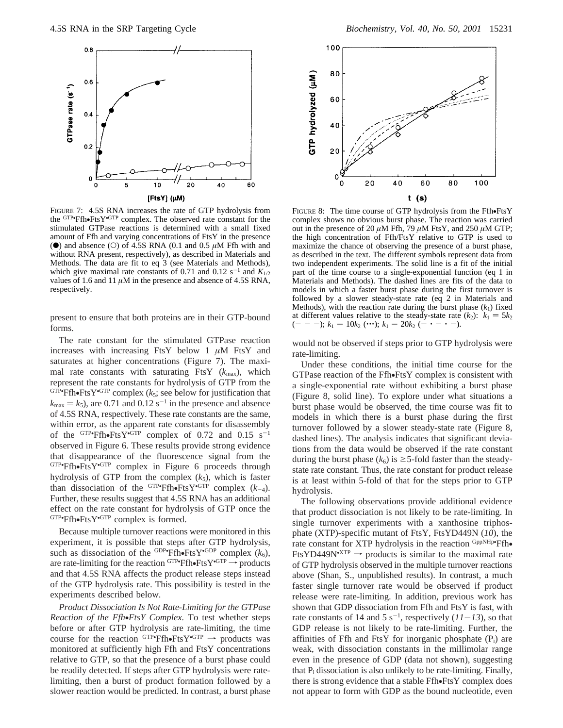FIGURE 7: 4.5S RNA increases the rate of GTP hydrolysis from the $^{GTP}$•Ffh•FtsY•$^{GTP}$ complex. The observed rate constant for the stimulated GTPase reactions is determined with a small fixed amount of Ffh and varying concentrations of FtsY in the presence (●) and absence (○) of 4.5S RNA (0.1 and 0.5 μM Ffh with and without RNA present, respectively), as described in Materials and Methods. The data are fit to eq 3 (see Materials and Methods), which give maximal rate constants of 0.71 and 0.12 s$^{-1}$ and $K_{1/2}$ values of 1.6 and 11 μM in the presence and absence of 4.5S RNA, respectively.

present to ensure that both proteins are in their GTP-bound forms.

The rate constant for the stimulated GTPase reaction increases with increasing FtsY below 1 μM FtsY and saturates at higher concentrations (Figure 7). The maximal rate constants with saturating FtsY ($k_{max}$), which represent the rate constants for hydrolysis of GTP from the $^{GTP}$•Ffh•FtsY•$^{GTP}$ complex ($k_5$; see below for justification that $k_{max} = k_5$), are 0.71 and 0.12 s$^{-1}$ in the presence and absence of 4.5S RNA, respectively. These rate constants are the same, within error, as the apparent rate constants for disassembly of the $^{GTP}$•Ffh•FtsY•$^{GTP}$ complex of 0.72 and 0.15 s$^{-1}$ observed in Figure 6. These results provide strong evidence that disappearance of the fluorescence signal from the $^{GTP}$•Ffh•FtsY•$^{GTP}$ complex in Figure 6 proceeds through hydrolysis of GTP from the complex ($k_5$), which is faster than dissociation of the $^{GTP}$•Ffh•FtsY•$^{GTP}$ complex ($k_{-4}$). Further, these results suggest that 4.5S RNA has an additional effect on the rate constant for hydrolysis of GTP once the $^{GTP}$•Ffh•FtsY•$^{GTP}$ complex is formed.

Because multiple turnover reactions were monitored in this experiment, it is possible that steps after GTP hydrolysis, such as dissociation of the $^{GDP}$•Ffh•FtsY•$^{GDP}$ complex ($k_6$), are rate-limiting for the reaction $^{GTP}$•Ffh•FtsY•$^{GTP}$ → products and that 4.5S RNA affects the product release steps instead of the GTP hydrolysis rate. This possibility is tested in the experiments described below.

*Product Dissociation Is Not Rate-Limiting for the GTPase Reaction of the Ffh•FtsY Complex.* To test whether steps before or after GTP hydrolysis are rate-limiting, the time course for the reaction $^{GTP}$•Ffh•FtsY•$^{GTP}$ → products was monitored at sufficiently high Ffh and FtsY concentrations relative to GTP, so that the presence of a burst phase could be readily detected. If steps after GTP hydrolysis were rate-limiting, then a burst of product formation followed by a slower reaction would be predicted. In contrast, a burst phase would not be observed if steps prior to GTP hydrolysis were rate-limiting.

FIGURE 8: The time course of GTP hydrolysis from the Ffh•FtsY complex shows no obvious burst phase. The reaction was carried out in the presence of 20 μM Ffh, 79 μM FtsY, and 250 μM GTP; the high concentration of Ffh/FtsY relative to GTP is used to maximize the chance of observing the presence of a burst phase, as described in the text. The different symbols represent data from two independent experiments. The solid line is a fit of the initial part of the time course to a single-exponential function (eq 1 in Materials and Methods). The dashed lines are fits of the data to models in which a faster burst phase during the first turnover is followed by a slower steady-state rate (eq 2 in Materials and Methods), with the reaction rate during the burst phase ($k_1$) fixed at different values relative to the steady-state rate ($k_2$): $k_1 = 5k_2$ (– – –); $k_1 = 10k_2$ (···); $k_1 = 20k_2$ (– · – · –).

Under these conditions, the initial time course for the GTPase reaction of the Ffh•FtsY complex is consistent with a single-exponential rate without exhibiting a burst phase (Figure 8, solid line). To explore under what situations a burst phase would be observed, the time course was fit to models in which there is a burst phase during the first turnover followed by a slower steady-state rate (Figure 8, dashed lines). The analysis indicates that significant deviations from the data would be observed if the rate constant during the burst phase ($k_6$) is ≥5-fold faster than the steady-state rate constant. Thus, the rate constant for product release is at least within 5-fold of that for the steps prior to GTP hydrolysis.

The following observations provide additional evidence that product dissociation is not likely to be rate-limiting. In single turnover experiments with a xanthosine triphosphate (XTP)-specific mutant of FtsY, FtsYD449N (*10*), the rate constant for XTP hydrolysis in the reaction $^{GppNHp}$•Ffh•FtsYD449N•$^{XTP}$ → products is similar to the maximal rate of GTP hydrolysis observed in the multiple turnover reactions above (Shan, S., unpublished results). In contrast, a much faster single turnover rate would be observed if product release were rate-limiting. In addition, previous work has shown that GDP dissociation from Ffh and FtsY is fast, with rate constants of 14 and 5 s$^{-1}$, respectively (*11*–*13*), so that GDP release is not likely to be rate-limiting. Further, the affinities of Ffh and FtsY for inorganic phosphate ($P_i$) are weak, with dissociation constants in the millimolar range even in the presence of GDP (data not shown), suggesting that $P_i$ dissociation is also unlikely to be rate-limiting. Finally, there is strong evidence that a stable Ffh•FtsY complex does not appear to form with GDP as the bound nucleotide, even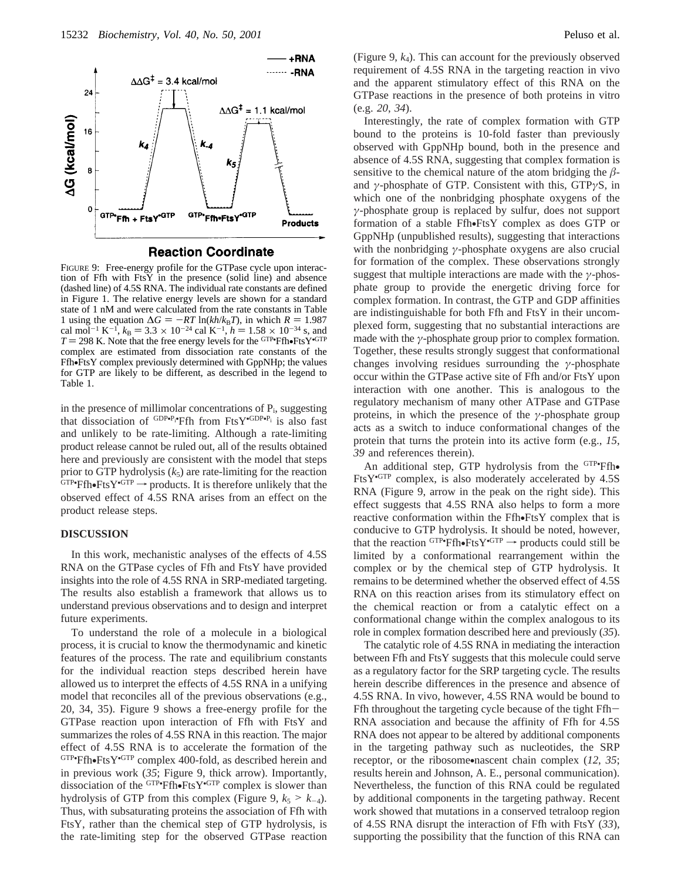FIGURE 9: Free-energy profile for the GTPase cycle upon interaction of Ffh with FtsY in the presence (solid line) and absence (dashed line) of 4.5S RNA. The individual rate constants are defined in Figure 1. The relative energy levels are shown for a standard state of 1 nM and were calculated from the rate constants in Table 1 using the equation $\Delta G = -RT \ln(kh/k_BT)$, in which $R = 1.987$ cal mol$^{-1}$ K$^{-1}$, $k_B = 3.3 \times 10^{-24}$ cal K$^{-1}$, $h = 1.58 \times 10^{-34}$ s, and $T = 298$ K. Note that the free energy levels for the $^{GTP}$•Ffh•FtsY$^{•GTP}$ complex are estimated from dissociation rate constants of the Ffh•FtsY complex previously determined with GppNHp; the values for GTP are likely to be different, as described in the legend to Table 1.

in the presence of millimolar concentrations of $P_i$, suggesting that dissociation of $^{GDP•P_i}$•Ffh from FtsY$^{•GDP•P_i}$ is also fast and unlikely to be rate-limiting. Although a rate-limiting product release cannot be ruled out, all of the results obtained here and previously are consistent with the model that steps prior to GTP hydrolysis ($k_5$) are rate-limiting for the reaction $^{GTP}$•Ffh•FtsY$^{•GTP}$ → products. It is therefore unlikely that the observed effect of 4.5S RNA arises from an effect on the product release steps.

## DISCUSSION

In this work, mechanistic analyses of the effects of 4.5S RNA on the GTPase cycles of Ffh and FtsY have provided insights into the role of 4.5S RNA in SRP-mediated targeting. The results also establish a framework that allows us to understand previous observations and to design and interpret future experiments.

To understand the role of a molecule in a biological process, it is crucial to know the thermodynamic and kinetic features of the process. The rate and equilibrium constants for the individual reaction steps described herein have allowed us to interpret the effects of 4.5S RNA in a unifying model that reconciles all of the previous observations (e.g., 20, 34, 35). Figure 9 shows a free-energy profile for the GTPase reaction upon interaction of Ffh with FtsY and summarizes the roles of 4.5S RNA in this reaction. The major effect of 4.5S RNA is to accelerate the formation of the $^{GTP}$•Ffh•FtsY$^{•GTP}$ complex 400-fold, as described herein and in previous work (*35*; Figure 9, thick arrow). Importantly, dissociation of the $^{GTP}$•Ffh•FtsY$^{•GTP}$ complex is slower than hydrolysis of GTP from this complex (Figure 9, $k_5 > k_{-4}$). Thus, with subsaturating proteins the association of Ffh with FtsY, rather than the chemical step of GTP hydrolysis, is the rate-limiting step for the observed GTPase reaction (Figure 9, $k_4$). This can account for the previously observed requirement of 4.5S RNA in the targeting reaction in vivo and the apparent stimulatory effect of this RNA on the GTPase reactions in the presence of both proteins in vitro (e.g. *20*, *34*).

Interestingly, the rate of complex formation with GTP bound to the proteins is 10-fold faster than previously observed with GppNHp bound, both in the presence and absence of 4.5S RNA, suggesting that complex formation is sensitive to the chemical nature of the atom bridging the $\beta$- and $\gamma$-phosphate of GTP. Consistent with this, GTP$\gamma$S, in which one of the nonbridging phosphate oxygens of the $\gamma$-phosphate group is replaced by sulfur, does not support formation of a stable Ffh•FtsY complex as does GTP or GppNHp (unpublished results), suggesting that interactions with the nonbridging $\gamma$-phosphate oxygens are also crucial for formation of the complex. These observations strongly suggest that multiple interactions are made with the $\gamma$-phosphate group to provide the energetic driving force for complex formation. In contrast, the GTP and GDP affinities are indistinguishable for both Ffh and FtsY in their uncomplexed form, suggesting that no substantial interactions are made with the $\gamma$-phosphate group prior to complex formation. Together, these results strongly suggest that conformational changes involving residues surrounding the $\gamma$-phosphate occur within the GTPase active site of Ffh and/or FtsY upon interaction with one another. This is analogous to the regulatory mechanism of many other ATPase and GTPase proteins, in which the presence of the $\gamma$-phosphate group acts as a switch to induce conformational changes of the protein that turns the protein into its active form (e.g., *15*, *39* and references therein).

An additional step, GTP hydrolysis from the $^{GTP}$•Ffh•FtsY$^{•GTP}$ complex, is also moderately accelerated by 4.5S RNA (Figure 9, arrow in the peak on the right side). This effect suggests that 4.5S RNA also helps to form a more reactive conformation within the Ffh•FtsY complex that is conducive to GTP hydrolysis. It should be noted, however, that the reaction $^{GTP}$•Ffh•FtsY$^{•GTP}$ → products could still be limited by a conformational rearrangement within the complex or by the chemical step of GTP hydrolysis. It remains to be determined whether the observed effect of 4.5S RNA on this reaction arises from its stimulatory effect on the chemical reaction or from a catalytic effect on a conformational change within the complex analogous to its role in complex formation described here and previously (*35*).

The catalytic role of 4.5S RNA in mediating the interaction between Ffh and FtsY suggests that this molecule could serve as a regulatory factor for the SRP targeting cycle. The results herein describe differences in the presence and absence of 4.5S RNA. In vivo, however, 4.5S RNA would be bound to Ffh throughout the targeting cycle because of the tight Ffh–RNA association and because the affinity of Ffh for 4.5S RNA does not appear to be altered by additional components in the targeting pathway such as nucleotides, the SRP receptor, or the ribosome•nascent chain complex (*12*, *35*; results herein and Johnson, A. E., personal communication). Nevertheless, the function of this RNA could be regulated by additional components in the targeting pathway. Recent work showed that mutations in a conserved tetraloop region of 4.5S RNA disrupt the interaction of Ffh with FtsY (*33*), supporting the possibility that the function of this RNA can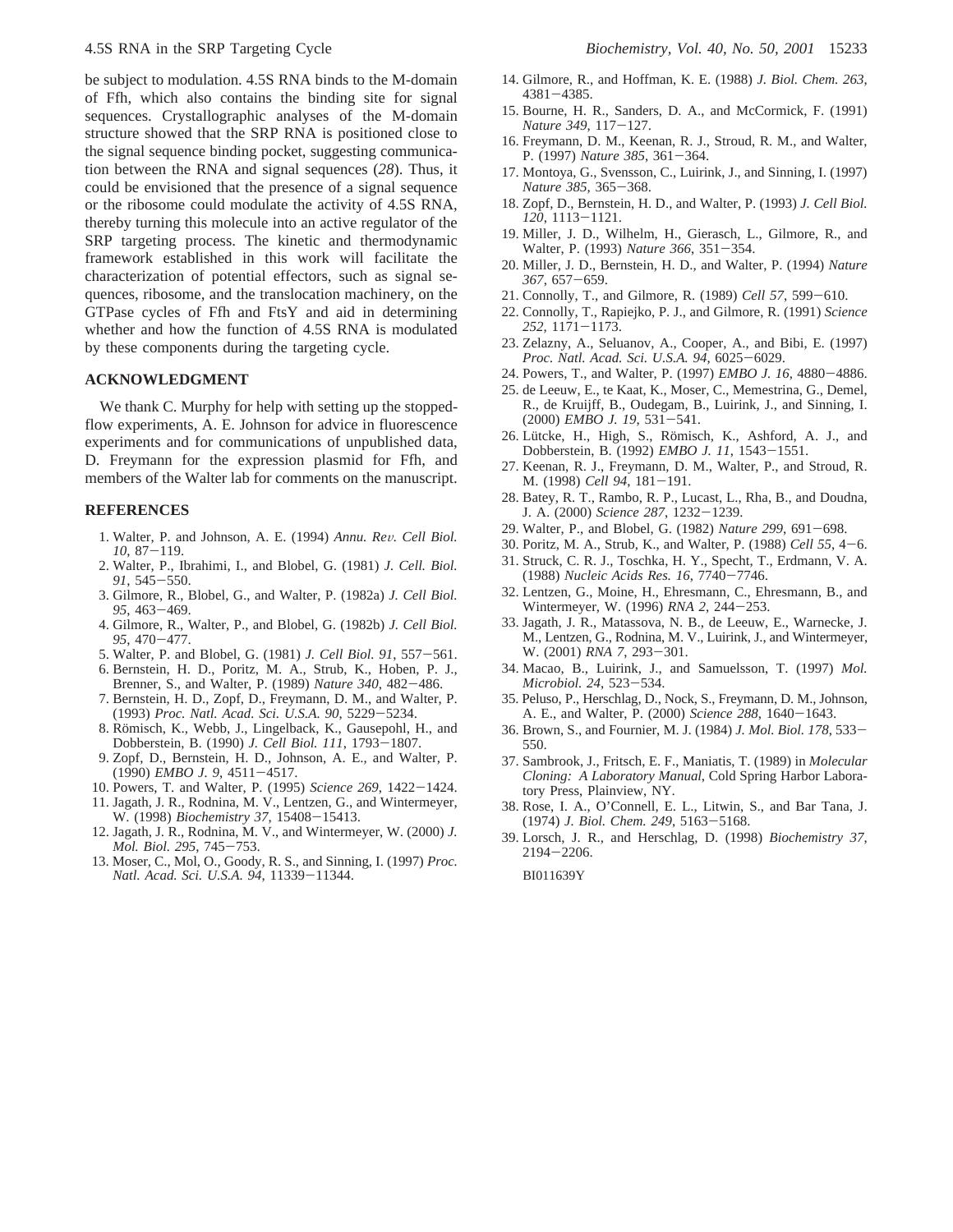be subject to modulation. 4.5S RNA binds to the M-domain of Ffh, which also contains the binding site for signal sequences. Crystallographic analyses of the M-domain structure showed that the SRP RNA is positioned close to the signal sequence binding pocket, suggesting communication between the RNA and signal sequences (*28*). Thus, it could be envisioned that the presence of a signal sequence or the ribosome could modulate the activity of 4.5S RNA, thereby turning this molecule into an active regulator of the SRP targeting process. The kinetic and thermodynamic framework established in this work will facilitate the characterization of potential effectors, such as signal sequences, ribosome, and the translocation machinery, on the GTPase cycles of Ffh and FtsY and aid in determining whether and how the function of 4.5S RNA is modulated by these components during the targeting cycle.

## ACKNOWLEDGMENT

We thank C. Murphy for help with setting up the stopped-flow experiments, A. E. Johnson for advice in fluorescence experiments and for communications of unpublished data, D. Freymann for the expression plasmid for Ffh, and members of the Walter lab for comments on the manuscript.

## REFERENCES

1. Walter, P. and Johnson, A. E. (1994) *Annu. Rev. Cell Biol. 10*, 87−119.
2. Walter, P., Ibrahimi, I., and Blobel, G. (1981) *J. Cell. Biol. 91*, 545−550.
3. Gilmore, R., Blobel, G., and Walter, P. (1982a) *J. Cell Biol. 95*, 463−469.
4. Gilmore, R., Walter, P., and Blobel, G. (1982b) *J. Cell Biol. 95*, 470−477.
5. Walter, P. and Blobel, G. (1981) *J. Cell Biol. 91*, 557−561.
6. Bernstein, H. D., Poritz, M. A., Strub, K., Hoben, P. J., Brenner, S., and Walter, P. (1989) *Nature 340*, 482−486.
7. Bernstein, H. D., Zopf, D., Freymann, D. M., and Walter, P. (1993) *Proc. Natl. Acad. Sci. U.S.A. 90*, 5229−5234.
8. Römisch, K., Webb, J., Lingelback, K., Gausepohl, H., and Dobberstein, B. (1990) *J. Cell Biol. 111*, 1793−1807.
9. Zopf, D., Bernstein, H. D., Johnson, A. E., and Walter, P. (1990) *EMBO J. 9*, 4511−4517.
10. Powers, T. and Walter, P. (1995) *Science 269*, 1422−1424.
11. Jagath, J. R., Rodnina, M. V., Lentzen, G., and Wintermeyer, W. (1998) *Biochemistry 37*, 15408−15413.
12. Jagath, J. R., Rodnina, M. V., and Wintermeyer, W. (2000) *J. Mol. Biol. 295*, 745−753.
13. Moser, C., Mol, O., Goody, R. S., and Sinning, I. (1997) *Proc. Natl. Acad. Sci. U.S.A. 94*, 11339−11344.
14. Gilmore, R., and Hoffman, K. E. (1988) *J. Biol. Chem. 263*, 4381−4385.
15. Bourne, H. R., Sanders, D. A., and McCormick, F. (1991) *Nature 349*, 117−127.
16. Freymann, D. M., Keenan, R. J., Stroud, R. M., and Walter, P. (1997) *Nature 385*, 361−364.
17. Montoya, G., Svensson, C., Luirink, J., and Sinning, I. (1997) *Nature 385*, 365−368.
18. Zopf, D., Bernstein, H. D., and Walter, P. (1993) *J. Cell Biol. 120*, 1113−1121.
19. Miller, J. D., Wilhelm, H., Gierasch, L., Gilmore, R., and Walter, P. (1993) *Nature 366*, 351−354.
20. Miller, J. D., Bernstein, H. D., and Walter, P. (1994) *Nature 367*, 657−659.
21. Connolly, T., and Gilmore, R. (1989) *Cell 57*, 599−610.
22. Connolly, T., Rapiejko, P. J., and Gilmore, R. (1991) *Science 252*, 1171−1173.
23. Zelazny, A., Seluanov, A., Cooper, A., and Bibi, E. (1997) *Proc. Natl. Acad. Sci. U.S.A. 94*, 6025−6029.
24. Powers, T., and Walter, P. (1997) *EMBO J. 16*, 4880−4886.
25. de Leeuw, E., te Kaat, K., Moser, C., Memestrina, G., Demel, R., de Kruijff, B., Oudegam, B., Luirink, J., and Sinning, I. (2000) *EMBO J. 19*, 531−541.
26. Lütcke, H., High, S., Römisch, K., Ashford, A. J., and Dobberstein, B. (1992) *EMBO J. 11*, 1543−1551.
27. Keenan, R. J., Freymann, D. M., Walter, P., and Stroud, R. M. (1998) *Cell 94*, 181−191.
28. Batey, R. T., Rambo, R. P., Lucast, L., Rha, B., and Doudna, J. A. (2000) *Science 287*, 1232−1239.
29. Walter, P., and Blobel, G. (1982) *Nature 299*, 691−698.
30. Poritz, M. A., Strub, K., and Walter, P. (1988) *Cell 55*, 4−6.
31. Struck, C. R. J., Toschka, H. Y., Specht, T., Erdmann, V. A. (1988) *Nucleic Acids Res. 16*, 7740−7746.
32. Lentzen, G., Moine, H., Ehresmann, C., Ehresmann, B., and Wintermeyer, W. (1996) *RNA 2*, 244−253.
33. Jagath, J. R., Matassova, N. B., de Leeuw, E., Warnecke, J. M., Lentzen, G., Rodnina, M. V., Luirink, J., and Wintermeyer, W. (2001) *RNA 7*, 293−301.
34. Macao, B., Luirink, J., and Samuelsson, T. (1997) *Mol. Microbiol. 24*, 523−534.
35. Peluso, P., Herschlag, D., Nock, S., Freymann, D. M., Johnson, A. E., and Walter, P. (2000) *Science 288*, 1640−1643.
36. Brown, S., and Fournier, M. J. (1984) *J. Mol. Biol. 178*, 533−550.
37. Sambrook, J., Fritsch, E. F., Maniatis, T. (1989) in *Molecular Cloning: A Laboratory Manual*, Cold Spring Harbor Laboratory Press, Plainview, NY.
38. Rose, I. A., O'Connell, E. L., Litwin, S., and Bar Tana, J. (1974) *J. Biol. Chem. 249*, 5163−5168.
39. Lorsch, J. R., and Herschlag, D. (1998) *Biochemistry 37*, 2194−2206.

BI011639Y